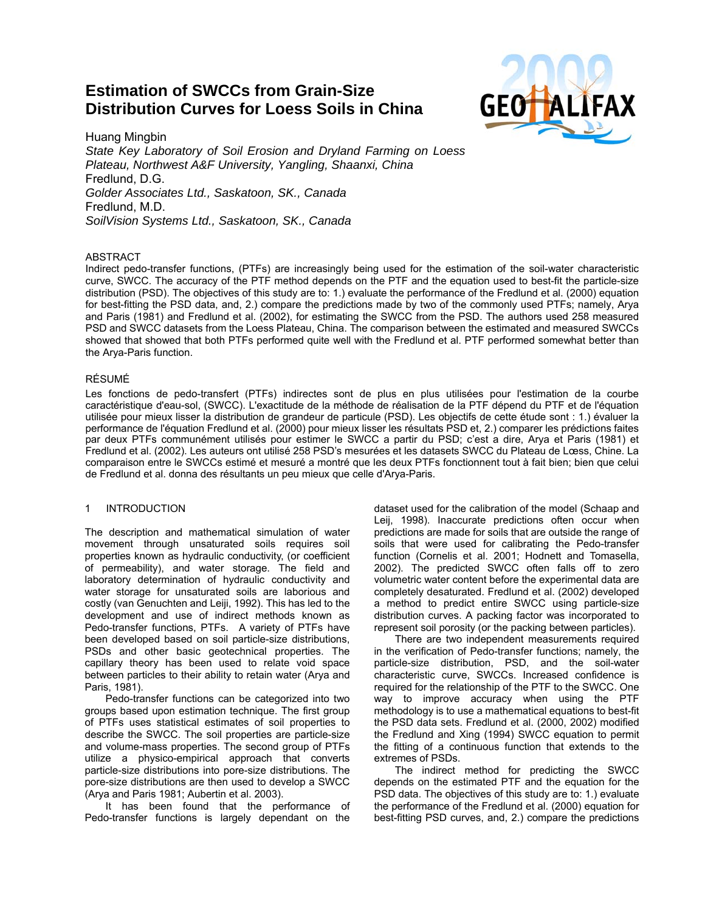# Estimation of SWCCs from Grain-Size Distribution Curves for Loess Soils in China

Huang Mingbin
*State Key Laboratory of Soil Erosion and Dryland Farming on Loess Plateau, Northwest A&F University, Yangling, Shaanxi, China*
Fredlund, D.G.
*Golder Associates Ltd., Saskatoon, SK., Canada*
Fredlund, M.D.
*SoilVision Systems Ltd., Saskatoon, SK., Canada*

## ABSTRACT

Indirect pedo-transfer functions, (PTFs) are increasingly being used for the estimation of the soil-water characteristic curve, SWCC. The accuracy of the PTF method depends on the PTF and the equation used to best-fit the particle-size distribution (PSD). The objectives of this study are to: 1.) evaluate the performance of the Fredlund et al. (2000) equation for best-fitting the PSD data, and, 2.) compare the predictions made by two of the commonly used PTFs; namely, Arya and Paris (1981) and Fredlund et al. (2002), for estimating the SWCC from the PSD. The authors used 258 measured PSD and SWCC datasets from the Loess Plateau, China. The comparison between the estimated and measured SWCCs showed that showed that both PTFs performed quite well with the Fredlund et al. PTF performed somewhat better than the Arya-Paris function.

## RÉSUMÉ

Les fonctions de pedo-transfert (PTFs) indirectes sont de plus en plus utilisées pour l'estimation de la courbe caractéristique d'eau-sol, (SWCC). L'exactitude de la méthode de réalisation de la PTF dépend du PTF et de l'équation utilisée pour mieux lisser la distribution de grandeur de particule (PSD). Les objectifs de cette étude sont : 1.) évaluer la performance de l'équation Fredlund et al. (2000) pour mieux lisser les résultats PSD et, 2.) comparer les prédictions faites par deux PTFs communément utilisés pour estimer le SWCC a partir du PSD; c'est a dire, Arya et Paris (1981) et Fredlund et al. (2002). Les auteurs ont utilisé 258 PSD's mesurées et les datasets SWCC du Plateau de Lœss, Chine. La comparaison entre le SWCCs estimé et mesuré a montré que les deux PTFs fonctionnent tout à fait bien; bien que celui de Fredlund et al. donna des résultants un peu mieux que celle d'Arya-Paris.

## 1 INTRODUCTION

The description and mathematical simulation of water movement through unsaturated soils requires soil properties known as hydraulic conductivity, (or coefficient of permeability), and water storage. The field and laboratory determination of hydraulic conductivity and water storage for unsaturated soils are laborious and costly (van Genuchten and Leiji, 1992). This has led to the development and use of indirect methods known as Pedo-transfer functions, PTFs. A variety of PTFs have been developed based on soil particle-size distributions, PSDs and other basic geotechnical properties. The capillary theory has been used to relate void space between particles to their ability to retain water (Arya and Paris, 1981).

Pedo-transfer functions can be categorized into two groups based upon estimation technique. The first group of PTFs uses statistical estimates of soil properties to describe the SWCC. The soil properties are particle-size and volume-mass properties. The second group of PTFs utilize a physico-empirical approach that converts particle-size distributions into pore-size distributions. The pore-size distributions are then used to develop a SWCC (Arya and Paris 1981; Aubertin et al. 2003).

It has been found that the performance of Pedo-transfer functions is largely dependant on the dataset used for the calibration of the model (Schaap and Leij, 1998). Inaccurate predictions often occur when predictions are made for soils that are outside the range of soils that were used for calibrating the Pedo-transfer function (Cornelis et al. 2001; Hodnett and Tomasella, 2002). The predicted SWCC often falls off to zero volumetric water content before the experimental data are completely desaturated. Fredlund et al. (2002) developed a method to predict entire SWCC using particle-size distribution curves. A packing factor was incorporated to represent soil porosity (or the packing between particles).

There are two independent measurements required in the verification of Pedo-transfer functions; namely, the particle-size distribution, PSD, and the soil-water characteristic curve, SWCCs. Increased confidence is required for the relationship of the PTF to the SWCC. One way to improve accuracy when using the PTF methodology is to use a mathematical equations to best-fit the PSD data sets. Fredlund et al. (2000, 2002) modified the Fredlund and Xing (1994) SWCC equation to permit the fitting of a continuous function that extends to the extremes of PSDs.

The indirect method for predicting the SWCC depends on the estimated PTF and the equation for the PSD data. The objectives of this study are to: 1.) evaluate the performance of the Fredlund et al. (2000) equation for best-fitting PSD curves, and, 2.) compare the predictions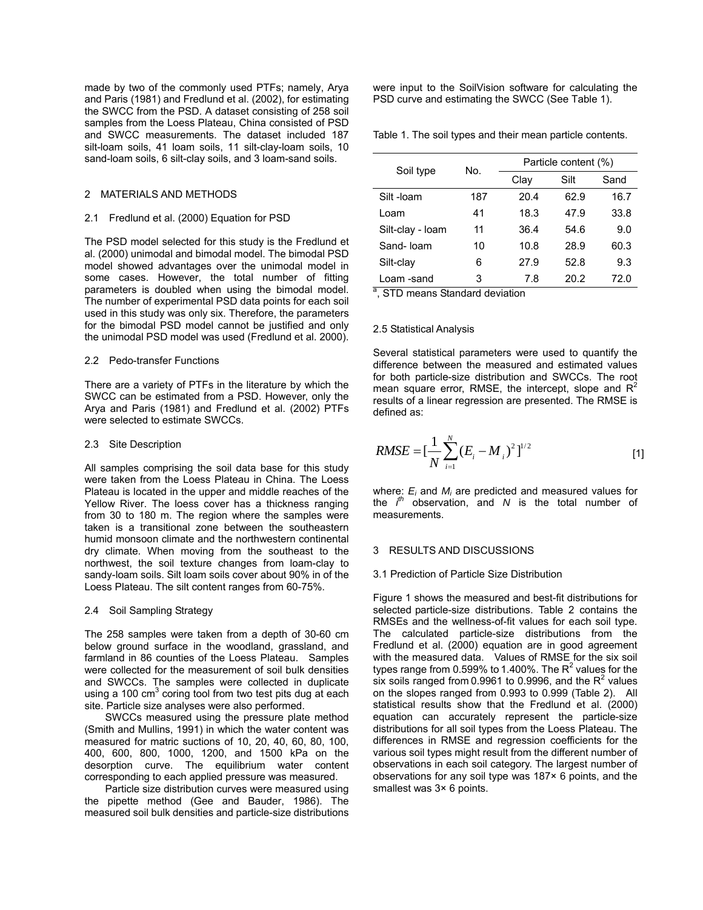made by two of the commonly used PTFs; namely, Arya and Paris (1981) and Fredlund et al. (2002), for estimating the SWCC from the PSD. A dataset consisting of 258 soil samples from the Loess Plateau, China consisted of PSD and SWCC measurements. The dataset included 187 silt-loam soils, 41 loam soils, 11 silt-clay-loam soils, 10 sand-loam soils, 6 silt-clay soils, and 3 loam-sand soils.

## 2 MATERIALS AND METHODS

### 2.1 Fredlund et al. (2000) Equation for PSD

The PSD model selected for this study is the Fredlund et al. (2000) unimodal and bimodal model. The bimodal PSD model showed advantages over the unimodal model in some cases. However, the total number of fitting parameters is doubled when using the bimodal model. The number of experimental PSD data points for each soil used in this study was only six. Therefore, the parameters for the bimodal PSD model cannot be justified and only the unimodal PSD model was used (Fredlund et al. 2000).

### 2.2 Pedo-transfer Functions

There are a variety of PTFs in the literature by which the SWCC can be estimated from a PSD. However, only the Arya and Paris (1981) and Fredlund et al. (2002) PTFs were selected to estimate SWCCs.

### 2.3 Site Description

All samples comprising the soil data base for this study were taken from the Loess Plateau in China. The Loess Plateau is located in the upper and middle reaches of the Yellow River. The loess cover has a thickness ranging from 30 to 180 m. The region where the samples were taken is a transitional zone between the southeastern humid monsoon climate and the northwestern continental dry climate. When moving from the southeast to the northwest, the soil texture changes from loam-clay to sandy-loam soils. Silt loam soils cover about 90% in of the Loess Plateau. The silt content ranges from 60-75%.

### 2.4 Soil Sampling Strategy

The 258 samples were taken from a depth of 30-60 cm below ground surface in the woodland, grassland, and farmland in 86 counties of the Loess Plateau. Samples were collected for the measurement of soil bulk densities and SWCCs. The samples were collected in duplicate using a 100 $cm^3$ coring tool from two test pits dug at each site. Particle size analyses were also performed.

SWCCs measured using the pressure plate method (Smith and Mullins, 1991) in which the water content was measured for matric suctions of 10, 20, 40, 60, 80, 100, 400, 600, 800, 1000, 1200, and 1500 kPa on the desorption curve. The equilibrium water content corresponding to each applied pressure was measured.

Particle size distribution curves were measured using the pipette method (Gee and Bauder, 1986). The measured soil bulk densities and particle-size distributions were input to the SoilVision software for calculating the PSD curve and estimating the SWCC (See Table 1).

Table 1. The soil types and their mean particle contents.

| Soil type | No. | Particle content (%) | | |
|---|---|---|---|---|
| | | Clay | Silt | Sand |
| Silt -loam | 187 | 20.4 | 62.9 | 16.7 |
| Loam | 41 | 18.3 | 47.9 | 33.8 |
| Silt-clay - loam | 11 | 36.4 | 54.6 | 9.0 |
| Sand- loam | 10 | 10.8 | 28.9 | 60.3 |
| Silt-clay | 6 | 27.9 | 52.8 | 9.3 |
| Loam -sand | 3 | 7.8 | 20.2 | 72.0 |

[a], STD means Standard deviation

### 2.5 Statistical Analysis

Several statistical parameters were used to quantify the difference between the measured and estimated values for both particle-size distribution and SWCCs. The root mean square error, RMSE, the intercept, slope and $R^2$ results of a linear regression are presented. The RMSE is defined as:

$$RMSE = [\frac{1}{N}\sum_{i=1}^{N}(E_i - M_i)^2]^{1/2} \quad [1]$$

where: $E_i$ and $M_i$ are predicted and measured values for the $i^{th}$ observation, and $N$ is the total number of measurements.

## 3 RESULTS AND DISCUSSIONS

### 3.1 Prediction of Particle Size Distribution

Figure 1 shows the measured and best-fit distributions for selected particle-size distributions. Table 2 contains the RMSEs and the wellness-of-fit values for each soil type. The calculated particle-size distributions from the Fredlund et al. (2000) equation are in good agreement with the measured data. Values of RMSE for the six soil types range from 0.599% to 1.400%. The $R^2$ values for the six soils ranged from 0.9961 to 0.9996, and the $R^2$ values on the slopes ranged from 0.993 to 0.999 (Table 2). All statistical results show that the Fredlund et al. (2000) equation can accurately represent the particle-size distributions for all soil types from the Loess Plateau. The differences in RMSE and regression coefficients for the various soil types might result from the different number of observations in each soil category. The largest number of observations for any soil type was 187× 6 points, and the smallest was 3× 6 points.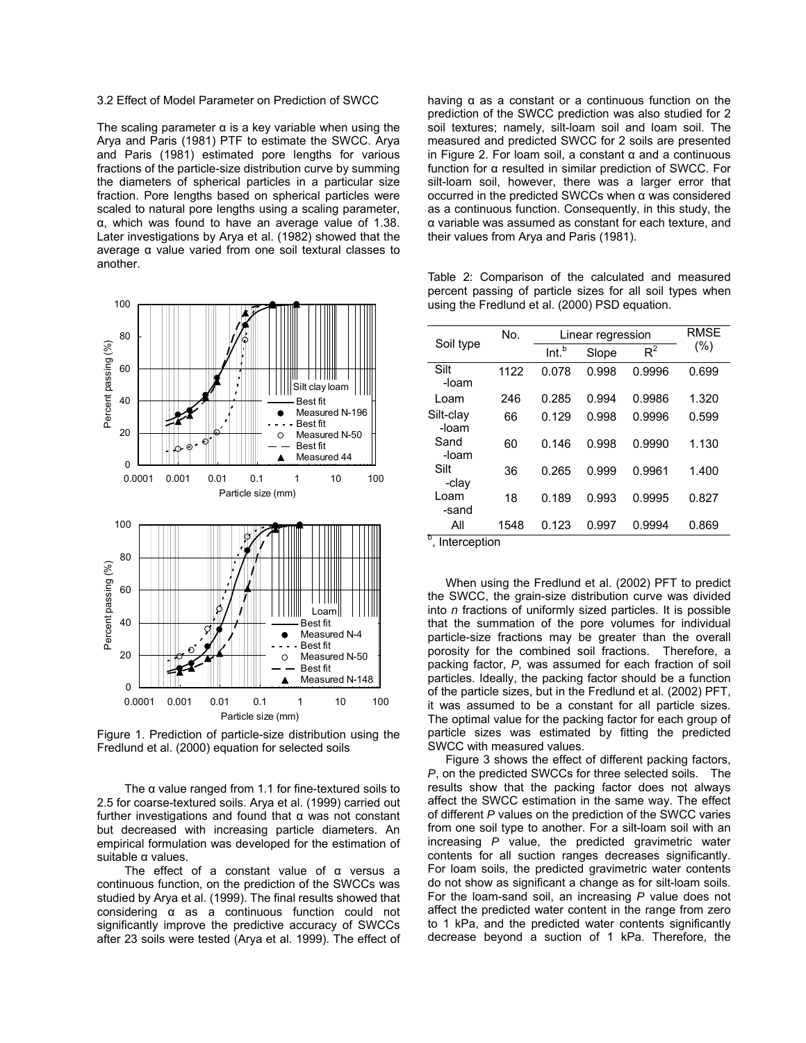3.2 Effect of Model Parameter on Prediction of SWCC

The scaling parameter α is a key variable when using the Arya and Paris (1981) PTF to estimate the SWCC. Arya and Paris (1981) estimated pore lengths for various fractions of the particle-size distribution curve by summing the diameters of spherical particles in a particular size fraction. Pore lengths based on spherical particles were scaled to natural pore lengths using a scaling parameter, α, which was found to have an average value of 1.38. Later investigations by Arya et al. (1982) showed that the average α value varied from one soil textural classes to another.

Figure 1. Prediction of particle-size distribution using the Fredlund et al. (2000) equation for selected soils

The α value ranged from 1.1 for fine-textured soils to 2.5 for coarse-textured soils. Arya et al. (1999) carried out further investigations and found that α was not constant but decreased with increasing particle diameters. An empirical formulation was developed for the estimation of suitable α values.

The effect of a constant value of α versus a continuous function, on the prediction of the SWCCs was studied by Arya et al. (1999). The final results showed that considering α as a continuous function could not significantly improve the predictive accuracy of SWCCs after 23 soils were tested (Arya et al. 1999). The effect of having α as a constant or a continuous function on the prediction of the SWCC prediction was also studied for 2 soil textures; namely, silt-loam soil and loam soil. The measured and predicted SWCC for 2 soils are presented in Figure 2. For loam soil, a constant α and a continuous function for α resulted in similar prediction of SWCC. For silt-loam soil, however, there was a larger error that occurred in the predicted SWCCs when α was considered as a continuous function. Consequently, in this study, the α variable was assumed as constant for each texture, and their values from Arya and Paris (1981).

Table 2: Comparison of the calculated and measured percent passing of particle sizes for all soil types when using the Fredlund et al. (2000) PSD equation.

| Soil type | No. | Linear regression | | | RMSE (%) |
|---|---|---|---|---|---|
| | | Int.[b] | Slope | $R^2$ | |
| Silt -loam | 1122 | 0.078 | 0.998 | 0.9996 | 0.699 |
| Loam | 246 | 0.285 | 0.994 | 0.9986 | 1.320 |
| Silt-clay -loam | 66 | 0.129 | 0.998 | 0.9996 | 0.599 |
| Sand -loam | 60 | 0.146 | 0.998 | 0.9990 | 1.130 |
| Silt -clay | 36 | 0.265 | 0.999 | 0.9961 | 1.400 |
| Loam -sand | 18 | 0.189 | 0.993 | 0.9995 | 0.827 |
| All | 1548 | 0.123 | 0.997 | 0.9994 | 0.869 |

[b], Interception

When using the Fredlund et al. (2002) PFT to predict the SWCC, the grain-size distribution curve was divided into *n* fractions of uniformly sized particles. It is possible that the summation of the pore volumes for individual particle-size fractions may be greater than the overall porosity for the combined soil fractions. Therefore, a packing factor, *P,* was assumed for each fraction of soil particles. Ideally, the packing factor should be a function of the particle sizes, but in the Fredlund et al. (2002) PFT, it was assumed to be a constant for all particle sizes. The optimal value for the packing factor for each group of particle sizes was estimated by fitting the predicted SWCC with measured values.

Figure 3 shows the effect of different packing factors, *P*, on the predicted SWCCs for three selected soils. The results show that the packing factor does not always affect the SWCC estimation in the same way. The effect of different *P* values on the prediction of the SWCC varies from one soil type to another. For a silt-loam soil with an increasing *P* value, the predicted gravimetric water contents for all suction ranges decreases significantly. For loam soils, the predicted gravimetric water contents do not show as significant a change as for silt-loam soils. For the loam-sand soil, an increasing *P* value does not affect the predicted water content in the range from zero to 1 kPa, and the predicted water contents significantly decrease beyond a suction of 1 kPa. Therefore, the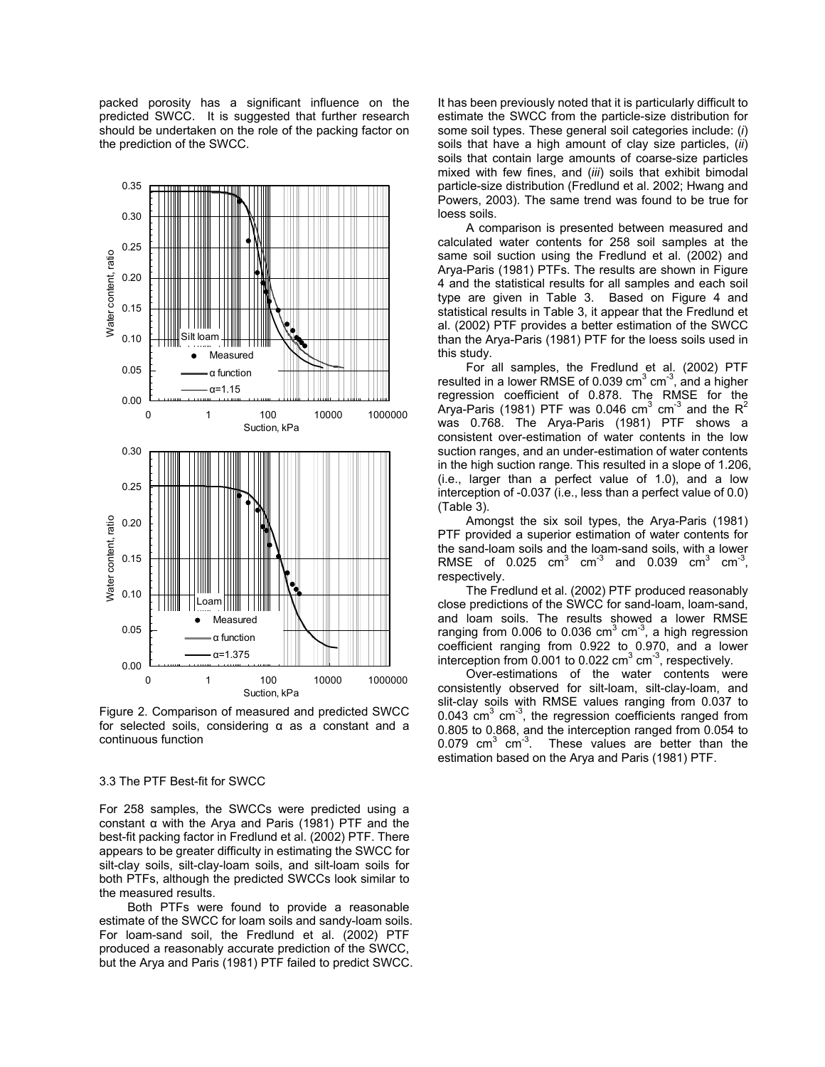packed porosity has a significant influence on the predicted SWCC. It is suggested that further research should be undertaken on the role of the packing factor on the prediction of the SWCC.

Figure 2. Comparison of measured and predicted SWCC for selected soils, considering α as a constant and a continuous function

### 3.3 The PTF Best-fit for SWCC

For 258 samples, the SWCCs were predicted using a constant α with the Arya and Paris (1981) PTF and the best-fit packing factor in Fredlund et al. (2002) PTF. There appears to be greater difficulty in estimating the SWCC for silt-clay soils, silt-clay-loam soils, and silt-loam soils for both PTFs, although the predicted SWCCs look similar to the measured results.

Both PTFs were found to provide a reasonable estimate of the SWCC for loam soils and sandy-loam soils. For loam-sand soil, the Fredlund et al. (2002) PTF produced a reasonably accurate prediction of the SWCC, but the Arya and Paris (1981) PTF failed to predict SWCC.

It has been previously noted that it is particularly difficult to estimate the SWCC from the particle-size distribution for some soil types. These general soil categories include: (*i*) soils that have a high amount of clay size particles, (*ii*) soils that contain large amounts of coarse-size particles mixed with few fines, and (*iii*) soils that exhibit bimodal particle-size distribution (Fredlund et al. 2002; Hwang and Powers, 2003). The same trend was found to be true for loess soils.

A comparison is presented between measured and calculated water contents for 258 soil samples at the same soil suction using the Fredlund et al. (2002) and Arya-Paris (1981) PTFs. The results are shown in Figure 4 and the statistical results for all samples and each soil type are given in Table 3. Based on Figure 4 and statistical results in Table 3, it appear that the Fredlund et al. (2002) PTF provides a better estimation of the SWCC than the Arya-Paris (1981) PTF for the loess soils used in this study.

For all samples, the Fredlund et al. (2002) PTF resulted in a lower RMSE of 0.039 $cm^3\ cm^{-3}$, and a higher regression coefficient of 0.878. The RMSE for the Arya-Paris (1981) PTF was 0.046 $cm^3\ cm^{-3}$ and the $R^2$ was 0.768. The Arya-Paris (1981) PTF shows a consistent over-estimation of water contents in the low suction ranges, and an under-estimation of water contents in the high suction range. This resulted in a slope of 1.206, (i.e., larger than a perfect value of 1.0), and a low interception of -0.037 (i.e., less than a perfect value of 0.0) (Table 3).

Amongst the six soil types, the Arya-Paris (1981) PTF provided a superior estimation of water contents for the sand-loam soils and the loam-sand soils, with a lower RMSE of 0.025 $cm^3\ cm^{-3}$ and 0.039 $cm^3\ cm^{-3}$, respectively.

The Fredlund et al. (2002) PTF produced reasonably close predictions of the SWCC for sand-loam, loam-sand, and loam soils. The results showed a lower RMSE ranging from 0.006 to 0.036 $cm^3\ cm^{-3}$, a high regression coefficient ranging from 0.922 to 0.970, and a lower interception from 0.001 to 0.022 $cm^3\ cm^{-3}$, respectively.

Over-estimations of the water contents were consistently observed for silt-loam, silt-clay-loam, and slit-clay soils with RMSE values ranging from 0.037 to 0.043 $cm^3\ cm^{-3}$, the regression coefficients ranged from 0.805 to 0.868, and the interception ranged from 0.054 to 0.079 $cm^3\ cm^{-3}$. These values are better than the estimation based on the Arya and Paris (1981) PTF.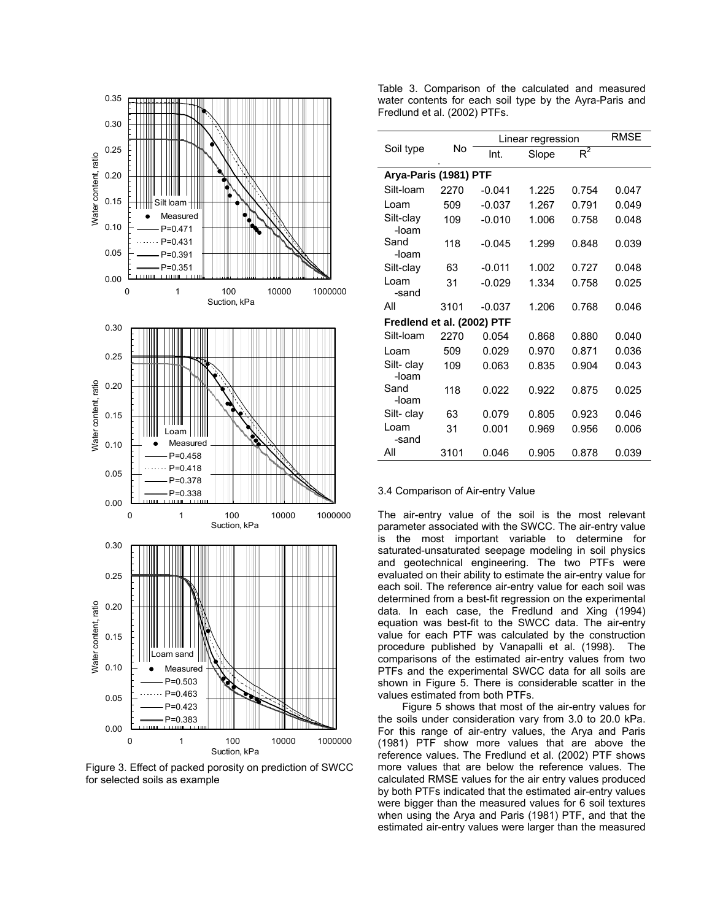Figure 3. Effect of packed porosity on prediction of SWCC for selected soils as example

Table 3. Comparison of the calculated and measured water contents for each soil type by the Ayra-Paris and Fredlund et al. (2002) PTFs.

| Soil type | No. | Linear regression | | | RMSE |
|---|---|---|---|---|---|
| | | Int. | Slope | $R^2$ | |
| **Arya-Paris (1981) PTF** | | | | | |
| Silt-loam | 2270 | -0.041 | 1.225 | 0.754 | 0.047 |
| Loam | 509 | -0.037 | 1.267 | 0.791 | 0.049 |
| Silt-clay -loam | 109 | -0.010 | 1.006 | 0.758 | 0.048 |
| Sand -loam | 118 | -0.045 | 1.299 | 0.848 | 0.039 |
| Silt-clay | 63 | -0.011 | 1.002 | 0.727 | 0.048 |
| Loam -sand | 31 | -0.029 | 1.334 | 0.758 | 0.025 |
| All | 3101 | -0.037 | 1.206 | 0.768 | 0.046 |
| **Fredlend et al. (2002) PTF** | | | | | |
| Silt-loam | 2270 | 0.054 | 0.868 | 0.880 | 0.040 |
| Loam | 509 | 0.029 | 0.970 | 0.871 | 0.036 |
| Silt- clay -loam | 109 | 0.063 | 0.835 | 0.904 | 0.043 |
| Sand -loam | 118 | 0.022 | 0.922 | 0.875 | 0.025 |
| Silt- clay | 63 | 0.079 | 0.805 | 0.923 | 0.046 |
| Loam -sand | 31 | 0.001 | 0.969 | 0.956 | 0.006 |
| All | 3101 | 0.046 | 0.905 | 0.878 | 0.039 |

### 3.4 Comparison of Air-entry Value

The air-entry value of the soil is the most relevant parameter associated with the SWCC. The air-entry value is the most important variable to determine for saturated-unsaturated seepage modeling in soil physics and geotechnical engineering. The two PTFs were evaluated on their ability to estimate the air-entry value for each soil. The reference air-entry value for each soil was determined from a best-fit regression on the experimental data. In each case, the Fredlund and Xing (1994) equation was best-fit to the SWCC data. The air-entry value for each PTF was calculated by the construction procedure published by Vanapalli et al. (1998). The comparisons of the estimated air-entry values from two PTFs and the experimental SWCC data for all soils are shown in Figure 5. There is considerable scatter in the values estimated from both PTFs.

Figure 5 shows that most of the air-entry values for the soils under consideration vary from 3.0 to 20.0 kPa. For this range of air-entry values, the Arya and Paris (1981) PTF show more values that are above the reference values. The Fredlund et al. (2002) PTF shows more values that are below the reference values. The calculated RMSE values for the air entry values produced by both PTFs indicated that the estimated air-entry values were bigger than the measured values for 6 soil textures when using the Arya and Paris (1981) PTF, and that the estimated air-entry values were larger than the measured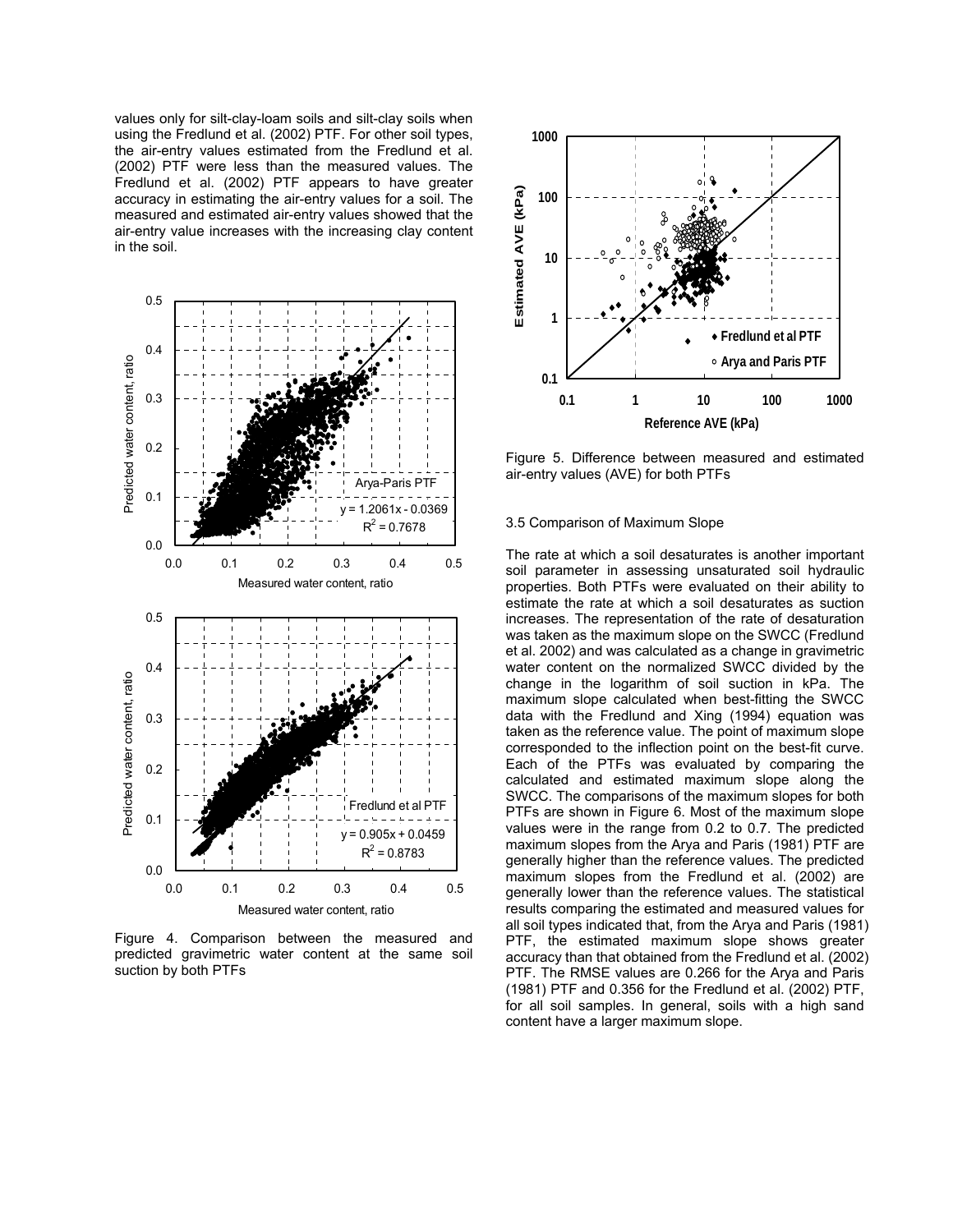values only for silt-clay-loam soils and silt-clay soils when using the Fredlund et al. (2002) PTF. For other soil types, the air-entry values estimated from the Fredlund et al. (2002) PTF were less than the measured values. The Fredlund et al. (2002) PTF appears to have greater accuracy in estimating the air-entry values for a soil. The measured and estimated air-entry values showed that the air-entry value increases with the increasing clay content in the soil.

Figure 4. Comparison between the measured and predicted gravimetric water content at the same soil suction by both PTFs

Figure 5. Difference between measured and estimated air-entry values (AVE) for both PTFs

### 3.5 Comparison of Maximum Slope

The rate at which a soil desaturates is another important soil parameter in assessing unsaturated soil hydraulic properties. Both PTFs were evaluated on their ability to estimate the rate at which a soil desaturates as suction increases. The representation of the rate of desaturation was taken as the maximum slope on the SWCC (Fredlund et al. 2002) and was calculated as a change in gravimetric water content on the normalized SWCC divided by the change in the logarithm of soil suction in kPa. The maximum slope calculated when best-fitting the SWCC data with the Fredlund and Xing (1994) equation was taken as the reference value. The point of maximum slope corresponded to the inflection point on the best-fit curve. Each of the PTFs was evaluated by comparing the calculated and estimated maximum slope along the SWCC. The comparisons of the maximum slopes for both PTFs are shown in Figure 6. Most of the maximum slope values were in the range from 0.2 to 0.7. The predicted maximum slopes from the Arya and Paris (1981) PTF are generally higher than the reference values. The predicted maximum slopes from the Fredlund et al. (2002) are generally lower than the reference values. The statistical results comparing the estimated and measured values for all soil types indicated that, from the Arya and Paris (1981) PTF, the estimated maximum slope shows greater accuracy than that obtained from the Fredlund et al. (2002) PTF. The RMSE values are 0.266 for the Arya and Paris (1981) PTF and 0.356 for the Fredlund et al. (2002) PTF, for all soil samples. In general, soils with a high sand content have a larger maximum slope.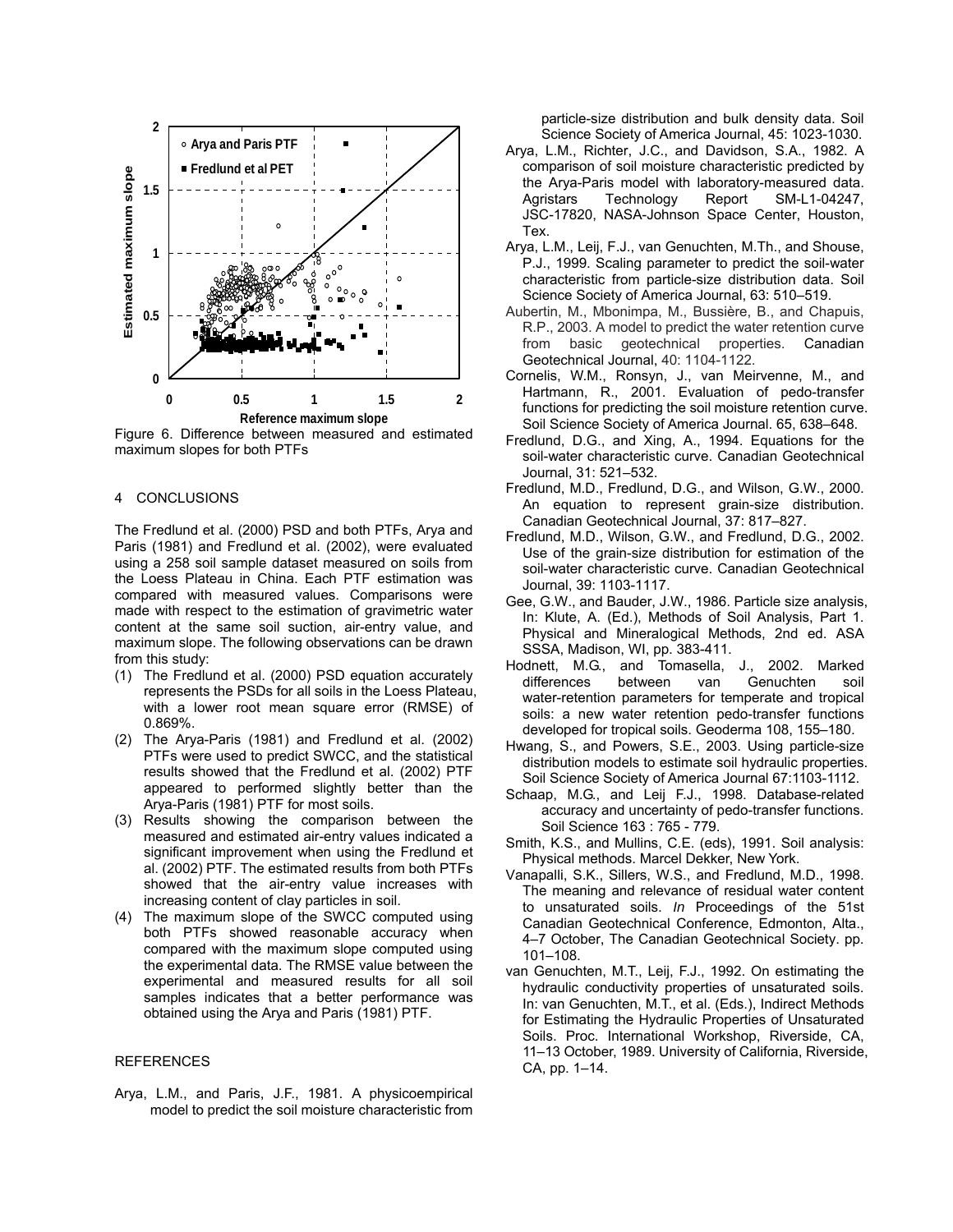2

Arya and Paris PTF

Fredlund et al PET

1.5

1

0.5

0

Estimated maximum slope

0 0.5 1 1.5 2

Reference maximum slope

Figure 6. Difference between measured and estimated maximum slopes for both PTFs

## 4 CONCLUSIONS

The Fredlund et al. (2000) PSD and both PTFs, Arya and Paris (1981) and Fredlund et al. (2002), were evaluated using a 258 soil sample dataset measured on soils from the Loess Plateau in China. Each PTF estimation was compared with measured values. Comparisons were made with respect to the estimation of gravimetric water content at the same soil suction, air-entry value, and maximum slope. The following observations can be drawn from this study:

1. The Fredlund et al. (2000) PSD equation accurately represents the PSDs for all soils in the Loess Plateau, with a lower root mean square error (RMSE) of 0.869%.
2. The Arya-Paris (1981) and Fredlund et al. (2002) PTFs were used to predict SWCC, and the statistical results showed that the Fredlund et al. (2002) PTF appeared to performed slightly better than the Arya-Paris (1981) PTF for most soils.
3. Results showing the comparison between the measured and estimated air-entry values indicated a significant improvement when using the Fredlund et al. (2002) PTF. The estimated results from both PTFs showed that the air-entry value increases with increasing content of clay particles in soil.
4. The maximum slope of the SWCC computed using both PTFs showed reasonable accuracy when compared with the maximum slope computed using the experimental data. The RMSE value between the experimental and measured results for all soil samples indicates that a better performance was obtained using the Arya and Paris (1981) PTF.

## REFERENCES

Arya, L.M., and Paris, J.F., 1981. A physicoempirical model to predict the soil moisture characteristic from particle-size distribution and bulk density data. Soil Science Society of America Journal, 45: 1023-1030.

Arya, L.M., Richter, J.C., and Davidson, S.A., 1982. A comparison of soil moisture characteristic predicted by the Arya-Paris model with laboratory-measured data. Agristars Technology Report SM-L1-04247, JSC-17820, NASA-Johnson Space Center, Houston, Tex.

Arya, L.M., Leij, F.J., van Genuchten, M.Th., and Shouse, P.J., 1999. Scaling parameter to predict the soil-water characteristic from particle-size distribution data. Soil Science Society of America Journal, 63: 510–519.

Aubertin, M., Mbonimpa, M., Bussière, B., and Chapuis, R.P., 2003. A model to predict the water retention curve from basic geotechnical properties. Canadian Geotechnical Journal, 40: 1104-1122.

Cornelis, W.M., Ronsyn, J., van Meirvenne, M., and Hartmann, R., 2001. Evaluation of pedo-transfer functions for predicting the soil moisture retention curve. Soil Science Society of America Journal. 65, 638–648.

Fredlund, D.G., and Xing, A., 1994. Equations for the soil-water characteristic curve. Canadian Geotechnical Journal, 31: 521–532.

Fredlund, M.D., Fredlund, D.G., and Wilson, G.W., 2000. An equation to represent grain-size distribution. Canadian Geotechnical Journal, 37: 817–827.

Fredlund, M.D., Wilson, G.W., and Fredlund, D.G., 2002. Use of the grain-size distribution for estimation of the soil-water characteristic curve. Canadian Geotechnical Journal, 39: 1103-1117.

Gee, G.W., and Bauder, J.W., 1986. Particle size analysis, In: Klute, A. (Ed.), Methods of Soil Analysis, Part 1. Physical and Mineralogical Methods, 2nd ed. ASA SSSA, Madison, WI, pp. 383-411.

Hodnett, M.G., and Tomasella, J., 2002. Marked differences between van Genuchten soil water-retention parameters for temperate and tropical soils: a new water retention pedo-transfer functions developed for tropical soils. Geoderma 108, 155–180.

Hwang, S., and Powers, S.E., 2003. Using particle-size distribution models to estimate soil hydraulic properties. Soil Science Society of America Journal 67:1103-1112.

Schaap, M.G., and Leij F.J., 1998. Database-related accuracy and uncertainty of pedo-transfer functions. Soil Science 163 : 765 - 779.

Smith, K.S., and Mullins, C.E. (eds), 1991. Soil analysis: Physical methods. Marcel Dekker, New York.

Vanapalli, S.K., Sillers, W.S., and Fredlund, M.D., 1998. The meaning and relevance of residual water content to unsaturated soils. *In* Proceedings of the 51st Canadian Geotechnical Conference, Edmonton, Alta., 4–7 October, The Canadian Geotechnical Society. pp. 101–108.

van Genuchten, M.T., Leij, F.J., 1992. On estimating the hydraulic conductivity properties of unsaturated soils. In: van Genuchten, M.T., et al. (Eds.), Indirect Methods for Estimating the Hydraulic Properties of Unsaturated Soils. Proc. International Workshop, Riverside, CA, 11–13 October, 1989. University of California, Riverside, CA, pp. 1–14.